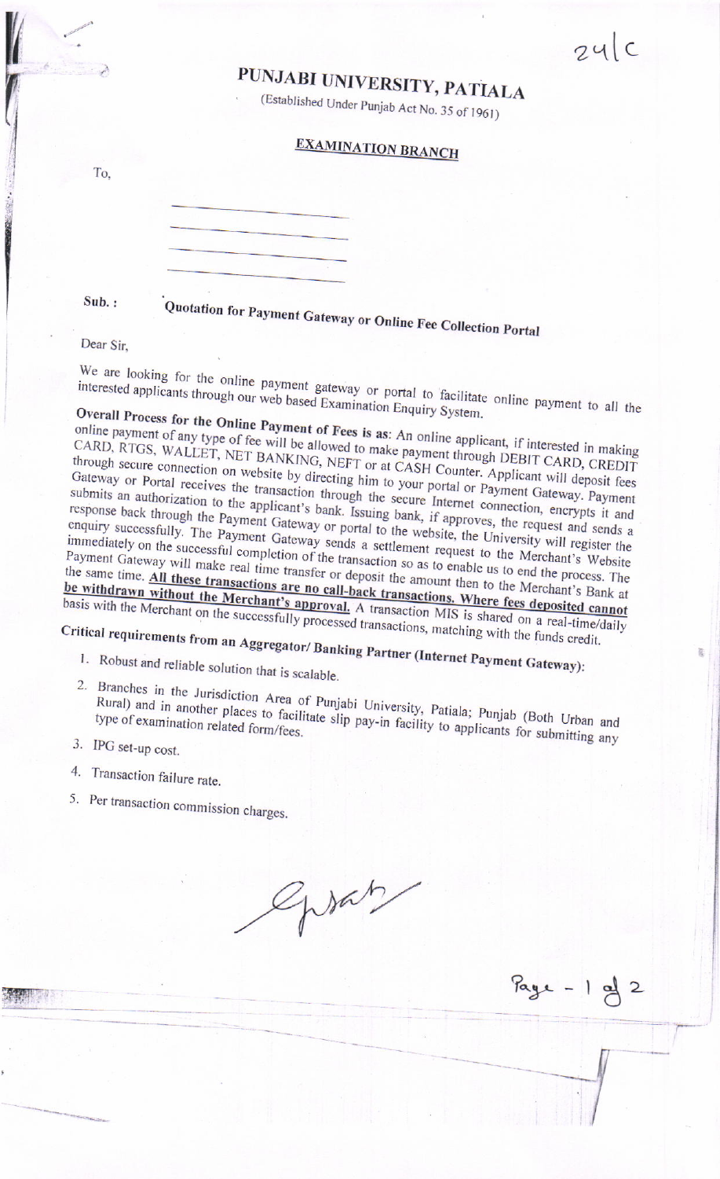24|C

# PUNJABI UNIVERSITY, PATIALA

(Established Under Punjab Act No. 35 of 1961)

## EXAMINATION BRANCH

To,

\_\_\_\_\_\_\_\_\_\_\_\_\_\_\_\_\_\_\_\_

\_\_\_\_\_\_\_\_\_\_\_\_\_\_\_\_\_\_\_\_

\_\_\_\_\_\_\_\_\_\_\_\_\_\_\_\_\_\_\_\_

\_\_\_\_\_\_\_\_\_\_\_\_\_\_\_\_\_\_\_\_

**Sub. :** **Quotation for Payment Gateway or Online Fee Collection Portal**

Dear Sir,

We are looking for the online payment gateway or portal to facilitate online payment to all the interested applicants through our web based Examination Enquiry System.

**Overall Process for the Online Payment of Fees is as**: An online applicant, if interested in making online payment of any type of fee will be allowed to make payment through DEBIT CARD, CREDIT CARD, RTGS, WALLET, NET BANKING, NEFT or at CASH Counter. Applicant will deposit fees through secure connection on website by directing him to your portal or Payment Gateway. Payment Gateway or Portal receives the transaction through the secure Internet connection, encrypts it and submits an authorization to the applicant's bank. Issuing bank, if approves, the request and sends a response back through the Payment Gateway or portal to the website, the University will register the enquiry successfully. The Payment Gateway sends a settlement request to the Merchant's Website immediately on the successful completion of the transaction so as to enable us to end the process. The Payment Gateway will make real time transfer or deposit the amount then to the Merchant's Bank at the same time. **<u>All these transactions are no call-back transactions. Where fees deposited cannot be withdrawn without the Merchant's approval.</u>** A transaction MIS is shared on a real-time/daily basis with the Merchant on the successfully processed transactions, matching with the funds credit.

**Critical requirements from an Aggregator/ Banking Partner (Internet Payment Gateway):**

1. Robust and reliable solution that is scalable.
2. Branches in the Jurisdiction Area of Punjabi University, Patiala; Punjab (Both Urban and Rural) and in another places to facilitate slip pay-in facility to applicants for submitting any type of examination related form/fees.
3. IPG set-up cost.
4. Transaction failure rate.
5. Per transaction commission charges.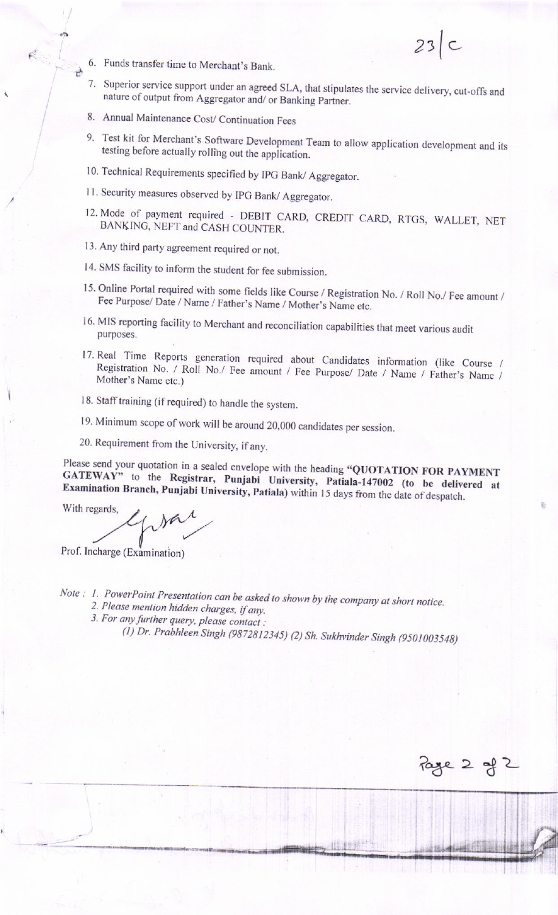23/c

6. Funds transfer time to Merchant's Bank.
7. Superior service support under an agreed SLA, that stipulates the service delivery, cut-offs and nature of output from Aggregator and/ or Banking Partner.
8. Annual Maintenance Cost/ Continuation Fees
9. Test kit for Merchant's Software Development Team to allow application development and its testing before actually rolling out the application.
10. Technical Requirements specified by IPG Bank/ Aggregator.
11. Security measures observed by IPG Bank/ Aggregator.
12. Mode of payment required - DEBIT CARD, CREDIT CARD, RTGS, WALLET, NET BANKING, NEFT and CASH COUNTER.
13. Any third party agreement required or not.
14. SMS facility to inform the student for fee submission.
15. Online Portal required with some fields like Course / Registration No. / Roll No./ Fee amount / Fee Purpose/ Date / Name / Father's Name / Mother's Name etc.
16. MIS reporting facility to Merchant and reconciliation capabilities that meet various audit purposes.
17. Real Time Reports generation required about Candidates information (like Course / Registration No. / Roll No./ Fee amount / Fee Purpose/ Date / Name / Father's Name / Mother's Name etc.)
18. Staff training (if required) to handle the system.
19. Minimum scope of work will be around 20,000 candidates per session.
20. Requirement from the University, if any.

Please send your quotation in a sealed envelope with the heading **"QUOTATION FOR PAYMENT GATEWAY"** to the **Registrar, Punjabi University, Patiala-147002 (to be delivered at Examination Branch, Punjabi University, Patiala)** within 15 days from the date of despatch.

With regards,

Prof. Incharge (Examination)

*Note : 1. PowerPoint Presentation can be asked to shown by the company at short notice.*
*2. Please mention hidden charges, if any.*
*3. For any further query, please contact :*
*(1) Dr. Prabhleen Singh (9872812345) (2) Sh. Sukhvinder Singh (9501003548)*